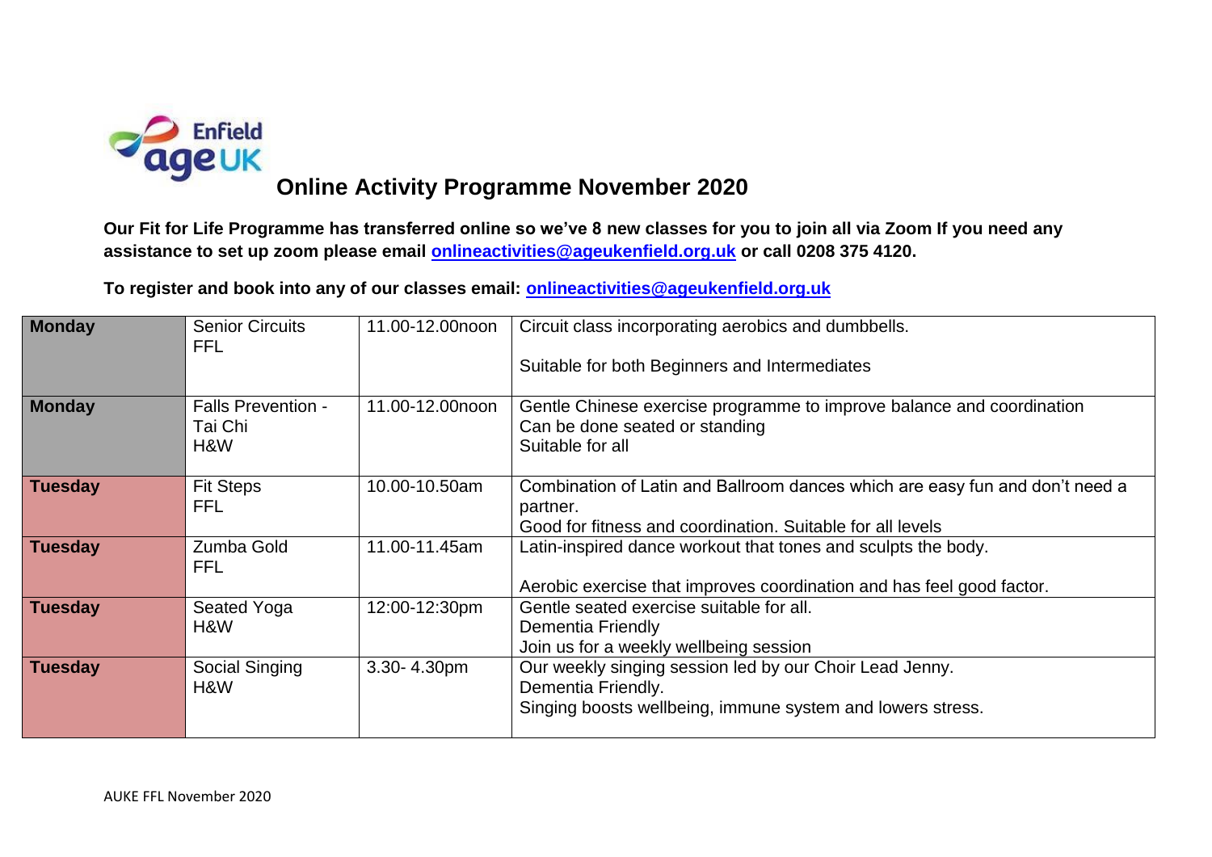Enfield ageUK

# Online Activity Programme November 2020

**Our Fit for Life Programme has transferred online so we've 8 new classes for you to join all via Zoom If you need any assistance to set up zoom please email onlineactivities@ageukenfield.org.uk or call 0208 375 4120.**

**To register and book into any of our classes email: onlineactivities@ageukenfield.org.uk**

| | | | |
|---|---|---|---|
| **Monday** | Senior Circuits FFL | 11.00-12.00noon | Circuit class incorporating aerobics and dumbbells.<br><br>Suitable for both Beginners and Intermediates |
| **Monday** | Falls Prevention - Tai Chi H&W | 11.00-12.00noon | Gentle Chinese exercise programme to improve balance and coordination<br>Can be done seated or standing<br>Suitable for all |
| **Tuesday** | Fit Steps FFL | 10.00-10.50am | Combination of Latin and Ballroom dances which are easy fun and don't need a partner.<br>Good for fitness and coordination. Suitable for all levels |
| **Tuesday** | Zumba Gold FFL | 11.00-11.45am | Latin-inspired dance workout that tones and sculpts the body.<br><br>Aerobic exercise that improves coordination and has feel good factor. |
| **Tuesday** | Seated Yoga H&W | 12:00-12:30pm | Gentle seated exercise suitable for all.<br>Dementia Friendly<br>Join us for a weekly wellbeing session |
| **Tuesday** | Social Singing H&W | 3.30- 4.30pm | Our weekly singing session led by our Choir Lead Jenny.<br>Dementia Friendly.<br>Singing boosts wellbeing, immune system and lowers stress. |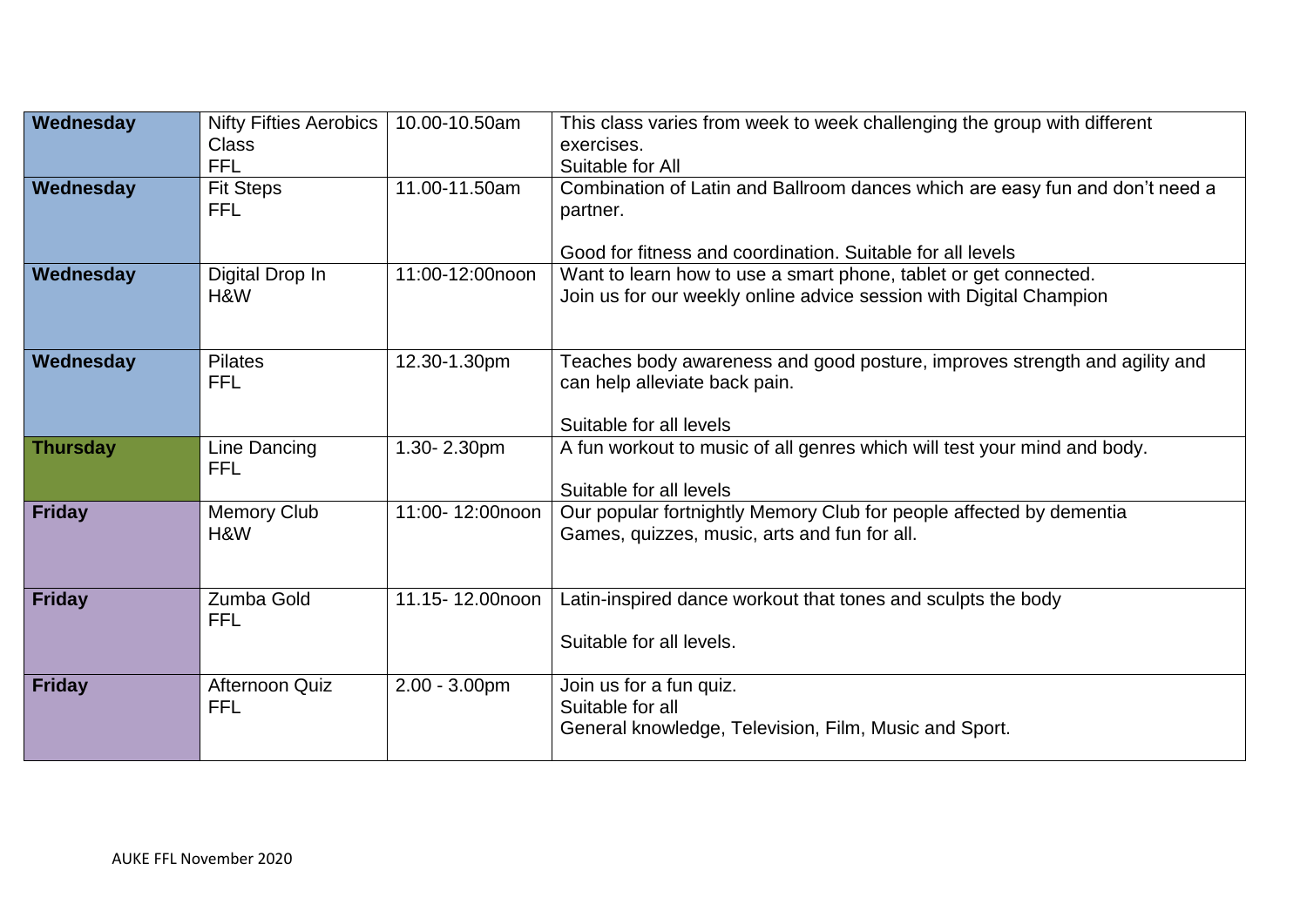| | | | |
|---|---|---|---|
| **Wednesday** | Nifty Fifties Aerobics Class<br>FFL | 10.00-10.50am | This class varies from week to week challenging the group with different exercises.<br>Suitable for All |
| **Wednesday** | Fit Steps<br>FFL | 11.00-11.50am | Combination of Latin and Ballroom dances which are easy fun and don't need a partner.<br><br>Good for fitness and coordination. Suitable for all levels |
| **Wednesday** | Digital Drop In<br>H&W | 11:00-12:00noon | Want to learn how to use a smart phone, tablet or get connected.<br>Join us for our weekly online advice session with Digital Champion |
| **Wednesday** | Pilates<br>FFL | 12.30-1.30pm | Teaches body awareness and good posture, improves strength and agility and can help alleviate back pain.<br><br>Suitable for all levels |
| **Thursday** | Line Dancing<br>FFL | 1.30- 2.30pm | A fun workout to music of all genres which will test your mind and body.<br><br>Suitable for all levels |
| **Friday** | Memory Club<br>H&W | 11:00- 12:00noon | Our popular fortnightly Memory Club for people affected by dementia<br>Games, quizzes, music, arts and fun for all. |
| **Friday** | Zumba Gold<br>FFL | 11.15- 12.00noon | Latin-inspired dance workout that tones and sculpts the body<br><br>Suitable for all levels. |
| **Friday** | Afternoon Quiz<br>FFL | 2.00 - 3.00pm | Join us for a fun quiz.<br>Suitable for all<br>General knowledge, Television, Film, Music and Sport. |

AUKE FFL November 2020